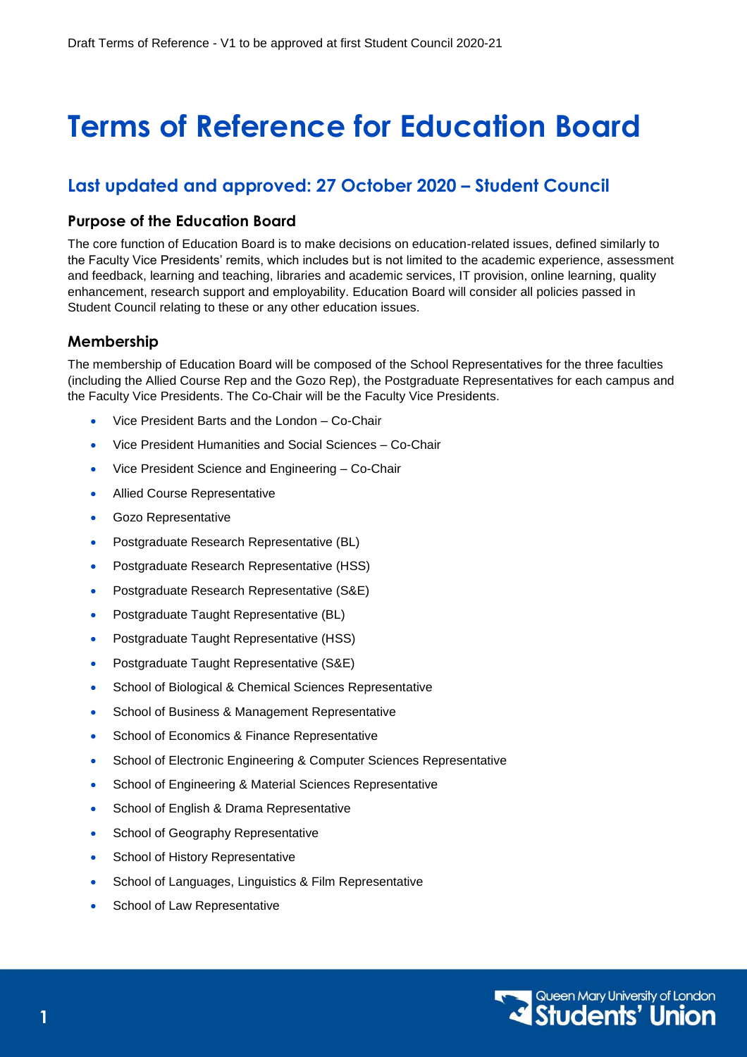Draft Terms of Reference - V1 to be approved at first Student Council 2020-21

# Terms of Reference for Education Board

## Last updated and approved: 27 October 2020 – Student Council

### Purpose of the Education Board

The core function of Education Board is to make decisions on education-related issues, defined similarly to the Faculty Vice Presidents' remits, which includes but is not limited to the academic experience, assessment and feedback, learning and teaching, libraries and academic services, IT provision, online learning, quality enhancement, research support and employability. Education Board will consider all policies passed in Student Council relating to these or any other education issues.

### Membership

The membership of Education Board will be composed of the School Representatives for the three faculties (including the Allied Course Rep and the Gozo Rep), the Postgraduate Representatives for each campus and the Faculty Vice Presidents. The Co-Chair will be the Faculty Vice Presidents.

- Vice President Barts and the London – Co-Chair
- Vice President Humanities and Social Sciences – Co-Chair
- Vice President Science and Engineering – Co-Chair
- Allied Course Representative
- Gozo Representative
- Postgraduate Research Representative (BL)
- Postgraduate Research Representative (HSS)
- Postgraduate Research Representative (S&E)
- Postgraduate Taught Representative (BL)
- Postgraduate Taught Representative (HSS)
- Postgraduate Taught Representative (S&E)
- School of Biological & Chemical Sciences Representative
- School of Business & Management Representative
- School of Economics & Finance Representative
- School of Electronic Engineering & Computer Sciences Representative
- School of Engineering & Material Sciences Representative
- School of English & Drama Representative
- School of Geography Representative
- School of History Representative
- School of Languages, Linguistics & Film Representative
- School of Law Representative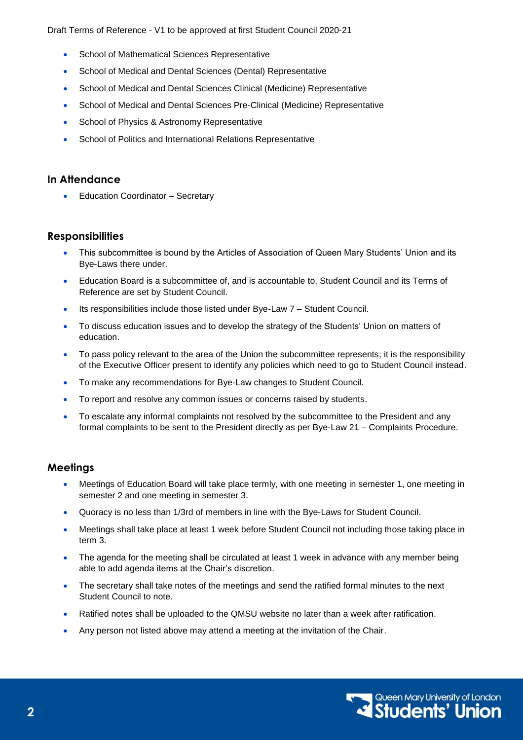- School of Mathematical Sciences Representative
- School of Medical and Dental Sciences (Dental) Representative
- School of Medical and Dental Sciences Clinical (Medicine) Representative
- School of Medical and Dental Sciences Pre-Clinical (Medicine) Representative
- School of Physics & Astronomy Representative
- School of Politics and International Relations Representative

## In Attendance

- Education Coordinator – Secretary

## Responsibilities

- This subcommittee is bound by the Articles of Association of Queen Mary Students' Union and its Bye-Laws there under.
- Education Board is a subcommittee of, and is accountable to, Student Council and its Terms of Reference are set by Student Council.
- Its responsibilities include those listed under Bye-Law 7 – Student Council.
- To discuss education issues and to develop the strategy of the Students' Union on matters of education.
- To pass policy relevant to the area of the Union the subcommittee represents; it is the responsibility of the Executive Officer present to identify any policies which need to go to Student Council instead.
- To make any recommendations for Bye-Law changes to Student Council.
- To report and resolve any common issues or concerns raised by students.
- To escalate any informal complaints not resolved by the subcommittee to the President and any formal complaints to be sent to the President directly as per Bye-Law 21 – Complaints Procedure.

## Meetings

- Meetings of Education Board will take place termly, with one meeting in semester 1, one meeting in semester 2 and one meeting in semester 3.
- Quoracy is no less than 1/3rd of members in line with the Bye-Laws for Student Council.
- Meetings shall take place at least 1 week before Student Council not including those taking place in term 3.
- The agenda for the meeting shall be circulated at least 1 week in advance with any member being able to add agenda items at the Chair's discretion.
- The secretary shall take notes of the meetings and send the ratified formal minutes to the next Student Council to note.
- Ratified notes shall be uploaded to the QMSU website no later than a week after ratification.
- Any person not listed above may attend a meeting at the invitation of the Chair.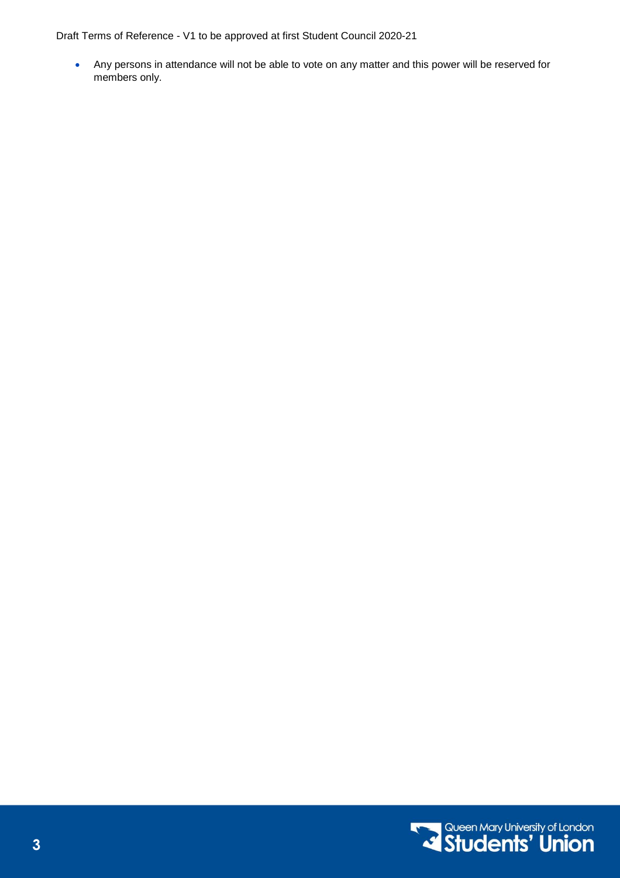- Any persons in attendance will not be able to vote on any matter and this power will be reserved for members only.